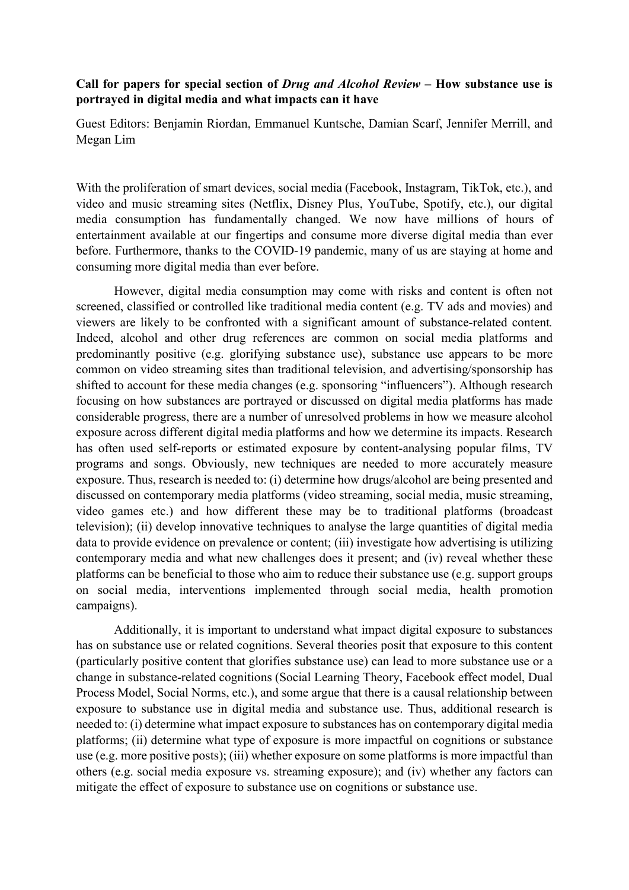**Call for papers for special section of *Drug and Alcohol Review* – How substance use is portrayed in digital media and what impacts can it have**

Guest Editors: Benjamin Riordan, Emmanuel Kuntsche, Damian Scarf, Jennifer Merrill, and Megan Lim

With the proliferation of smart devices, social media (Facebook, Instagram, TikTok, etc.), and video and music streaming sites (Netflix, Disney Plus, YouTube, Spotify, etc.), our digital media consumption has fundamentally changed. We now have millions of hours of entertainment available at our fingertips and consume more diverse digital media than ever before. Furthermore, thanks to the COVID-19 pandemic, many of us are staying at home and consuming more digital media than ever before.

However, digital media consumption may come with risks and content is often not screened, classified or controlled like traditional media content (e.g. TV ads and movies) and viewers are likely to be confronted with a significant amount of substance-related content. Indeed, alcohol and other drug references are common on social media platforms and predominantly positive (e.g. glorifying substance use), substance use appears to be more common on video streaming sites than traditional television, and advertising/sponsorship has shifted to account for these media changes (e.g. sponsoring "influencers"). Although research focusing on how substances are portrayed or discussed on digital media platforms has made considerable progress, there are a number of unresolved problems in how we measure alcohol exposure across different digital media platforms and how we determine its impacts. Research has often used self-reports or estimated exposure by content-analysing popular films, TV programs and songs. Obviously, new techniques are needed to more accurately measure exposure. Thus, research is needed to: (i) determine how drugs/alcohol are being presented and discussed on contemporary media platforms (video streaming, social media, music streaming, video games etc.) and how different these may be to traditional platforms (broadcast television); (ii) develop innovative techniques to analyse the large quantities of digital media data to provide evidence on prevalence or content; (iii) investigate how advertising is utilizing contemporary media and what new challenges does it present; and (iv) reveal whether these platforms can be beneficial to those who aim to reduce their substance use (e.g. support groups on social media, interventions implemented through social media, health promotion campaigns).

Additionally, it is important to understand what impact digital exposure to substances has on substance use or related cognitions. Several theories posit that exposure to this content (particularly positive content that glorifies substance use) can lead to more substance use or a change in substance-related cognitions (Social Learning Theory, Facebook effect model, Dual Process Model, Social Norms, etc.), and some argue that there is a causal relationship between exposure to substance use in digital media and substance use. Thus, additional research is needed to: (i) determine what impact exposure to substances has on contemporary digital media platforms; (ii) determine what type of exposure is more impactful on cognitions or substance use (e.g. more positive posts); (iii) whether exposure on some platforms is more impactful than others (e.g. social media exposure vs. streaming exposure); and (iv) whether any factors can mitigate the effect of exposure to substance use on cognitions or substance use.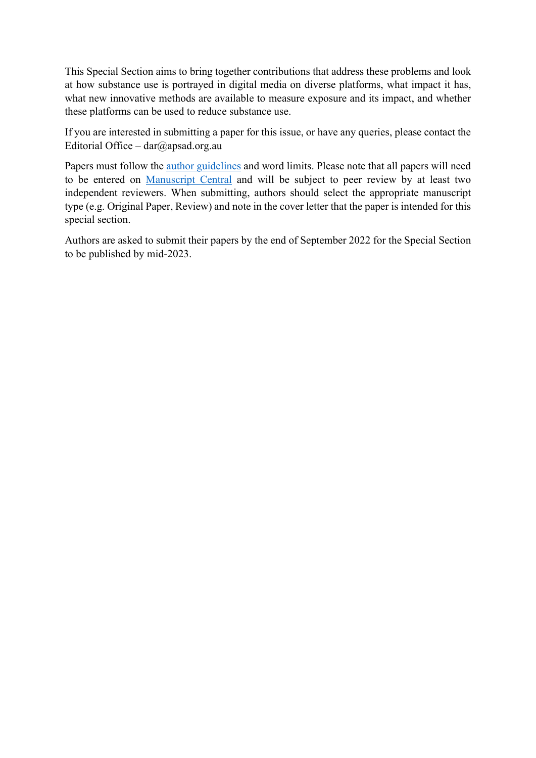This Special Section aims to bring together contributions that address these problems and look at how substance use is portrayed in digital media on diverse platforms, what impact it has, what new innovative methods are available to measure exposure and its impact, and whether these platforms can be used to reduce substance use.

If you are interested in submitting a paper for this issue, or have any queries, please contact the Editorial Office – dar@apsad.org.au

Papers must follow the author guidelines and word limits. Please note that all papers will need to be entered on Manuscript Central and will be subject to peer review by at least two independent reviewers. When submitting, authors should select the appropriate manuscript type (e.g. Original Paper, Review) and note in the cover letter that the paper is intended for this special section.

Authors are asked to submit their papers by the end of September 2022 for the Special Section to be published by mid-2023.